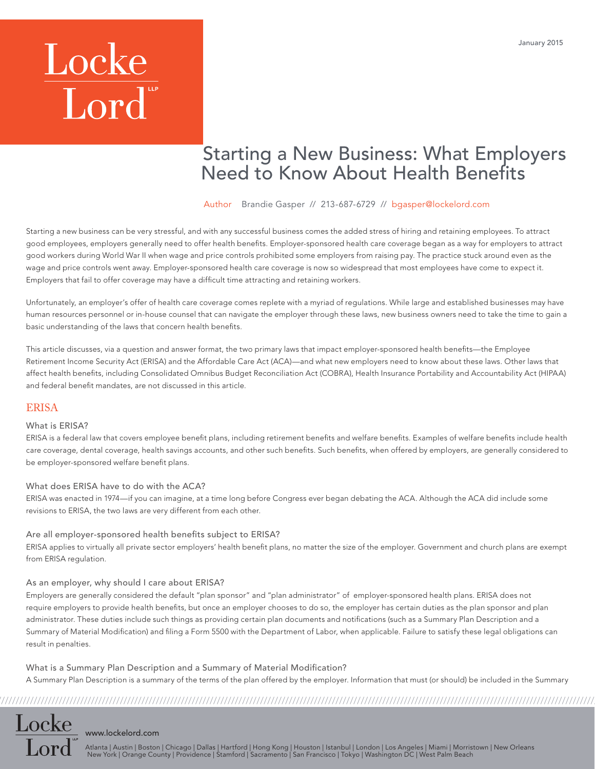January 2015

# Starting a New Business: What Employers Need to Know About Health Benefits

Author Brandie Gasper // 213-687-6729 // bgasper@lockelord.com

Starting a new business can be very stressful, and with any successful business comes the added stress of hiring and retaining employees. To attract good employees, employers generally need to offer health benefits. Employer-sponsored health care coverage began as a way for employers to attract good workers during World War II when wage and price controls prohibited some employers from raising pay. The practice stuck around even as the wage and price controls went away. Employer-sponsored health care coverage is now so widespread that most employees have come to expect it. Employers that fail to offer coverage may have a difficult time attracting and retaining workers.

Unfortunately, an employer's offer of health care coverage comes replete with a myriad of regulations. While large and established businesses may have human resources personnel or in-house counsel that can navigate the employer through these laws, new business owners need to take the time to gain a basic understanding of the laws that concern health benefits.

This article discusses, via a question and answer format, the two primary laws that impact employer-sponsored health benefits—the Employee Retirement Income Security Act (ERISA) and the Affordable Care Act (ACA)—and what new employers need to know about these laws. Other laws that affect health benefits, including Consolidated Omnibus Budget Reconciliation Act (COBRA), Health Insurance Portability and Accountability Act (HIPAA) and federal benefit mandates, are not discussed in this article.

## ERISA

### What is ERISA?

ERISA is a federal law that covers employee benefit plans, including retirement benefits and welfare benefits. Examples of welfare benefits include health care coverage, dental coverage, health savings accounts, and other such benefits. Such benefits, when offered by employers, are generally considered to be employer-sponsored welfare benefit plans.

### What does ERISA have to do with the ACA?

ERISA was enacted in 1974—if you can imagine, at a time long before Congress ever began debating the ACA. Although the ACA did include some revisions to ERISA, the two laws are very different from each other.

### Are all employer-sponsored health benefits subject to ERISA?

ERISA applies to virtually all private sector employers' health benefit plans, no matter the size of the employer. Government and church plans are exempt from ERISA regulation.

### As an employer, why should I care about ERISA?

Employers are generally considered the default "plan sponsor" and "plan administrator" of employer-sponsored health plans. ERISA does not require employers to provide health benefits, but once an employer chooses to do so, the employer has certain duties as the plan sponsor and plan administrator. These duties include such things as providing certain plan documents and notifications (such as a Summary Plan Description and a Summary of Material Modification) and filing a Form 5500 with the Department of Labor, when applicable. Failure to satisfy these legal obligations can result in penalties.

### What is a Summary Plan Description and a Summary of Material Modification?

A Summary Plan Description is a summary of the terms of the plan offered by the employer. Information that must (or should) be included in the Summary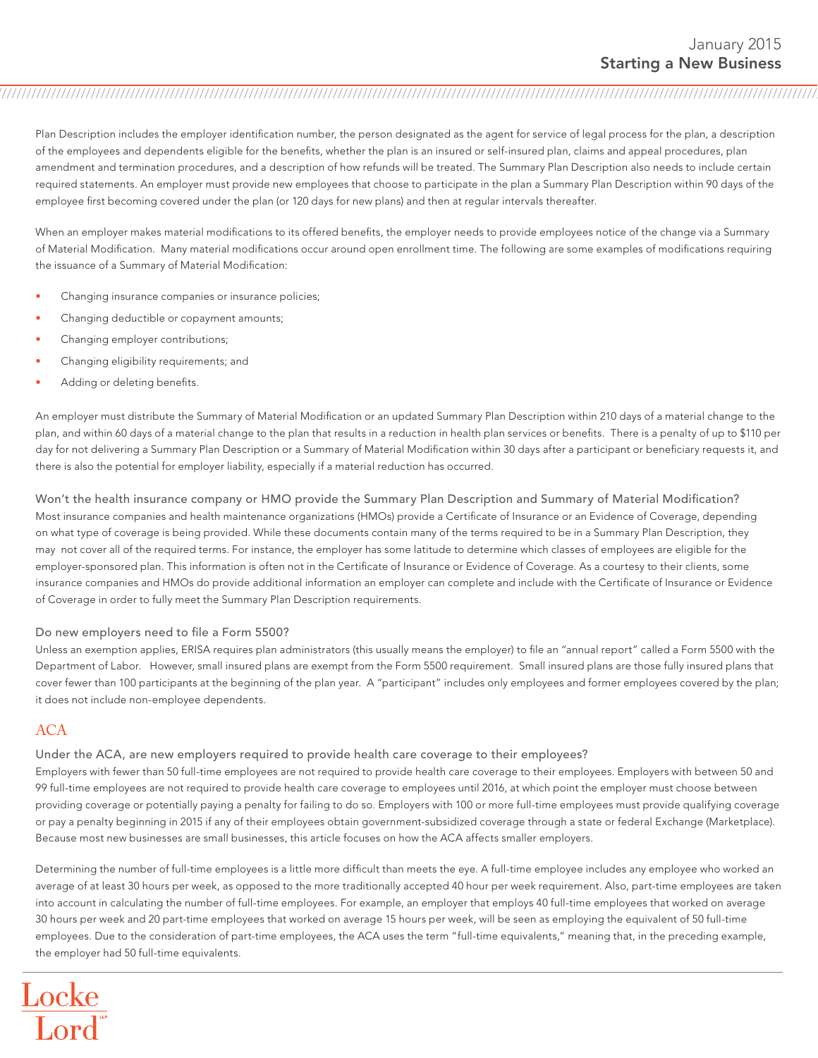Plan Description includes the employer identification number, the person designated as the agent for service of legal process for the plan, a description of the employees and dependents eligible for the benefits, whether the plan is an insured or self-insured plan, claims and appeal procedures, plan amendment and termination procedures, and a description of how refunds will be treated. The Summary Plan Description also needs to include certain required statements. An employer must provide new employees that choose to participate in the plan a Summary Plan Description within 90 days of the employee first becoming covered under the plan (or 120 days for new plans) and then at regular intervals thereafter.

When an employer makes material modifications to its offered benefits, the employer needs to provide employees notice of the change via a Summary of Material Modification. Many material modifications occur around open enrollment time. The following are some examples of modifications requiring the issuance of a Summary of Material Modification:

- Changing insurance companies or insurance policies;
- Changing deductible or copayment amounts;
- Changing employer contributions;
- Changing eligibility requirements; and
- Adding or deleting benefits.

An employer must distribute the Summary of Material Modification or an updated Summary Plan Description within 210 days of a material change to the plan, and within 60 days of a material change to the plan that results in a reduction in health plan services or benefits. There is a penalty of up to $110 per day for not delivering a Summary Plan Description or a Summary of Material Modification within 30 days after a participant or beneficiary requests it, and there is also the potential for employer liability, especially if a material reduction has occurred.

### Won't the health insurance company or HMO provide the Summary Plan Description and Summary of Material Modification?

Most insurance companies and health maintenance organizations (HMOs) provide a Certificate of Insurance or an Evidence of Coverage, depending on what type of coverage is being provided. While these documents contain many of the terms required to be in a Summary Plan Description, they may not cover all of the required terms. For instance, the employer has some latitude to determine which classes of employees are eligible for the employer-sponsored plan. This information is often not in the Certificate of Insurance or Evidence of Coverage. As a courtesy to their clients, some insurance companies and HMOs do provide additional information an employer can complete and include with the Certificate of Insurance or Evidence of Coverage in order to fully meet the Summary Plan Description requirements.

### Do new employers need to file a Form 5500?

Unless an exemption applies, ERISA requires plan administrators (this usually means the employer) to file an "annual report" called a Form 5500 with the Department of Labor. However, small insured plans are exempt from the Form 5500 requirement. Small insured plans are those fully insured plans that cover fewer than 100 participants at the beginning of the plan year. A "participant" includes only employees and former employees covered by the plan; it does not include non-employee dependents.

## ACA

### Under the ACA, are new employers required to provide health care coverage to their employees?

Employers with fewer than 50 full-time employees are not required to provide health care coverage to their employees. Employers with between 50 and 99 full-time employees are not required to provide health care coverage to employees until 2016, at which point the employer must choose between providing coverage or potentially paying a penalty for failing to do so. Employers with 100 or more full-time employees must provide qualifying coverage or pay a penalty beginning in 2015 if any of their employees obtain government-subsidized coverage through a state or federal Exchange (Marketplace). Because most new businesses are small businesses, this article focuses on how the ACA affects smaller employers.

Determining the number of full-time employees is a little more difficult than meets the eye. A full-time employee includes any employee who worked an average of at least 30 hours per week, as opposed to the more traditionally accepted 40 hour per week requirement. Also, part-time employees are taken into account in calculating the number of full-time employees. For example, an employer that employs 40 full-time employees that worked on average 30 hours per week and 20 part-time employees that worked on average 15 hours per week, will be seen as employing the equivalent of 50 full-time employees. Due to the consideration of part-time employees, the ACA uses the term "full-time equivalents," meaning that, in the preceding example, the employer had 50 full-time equivalents.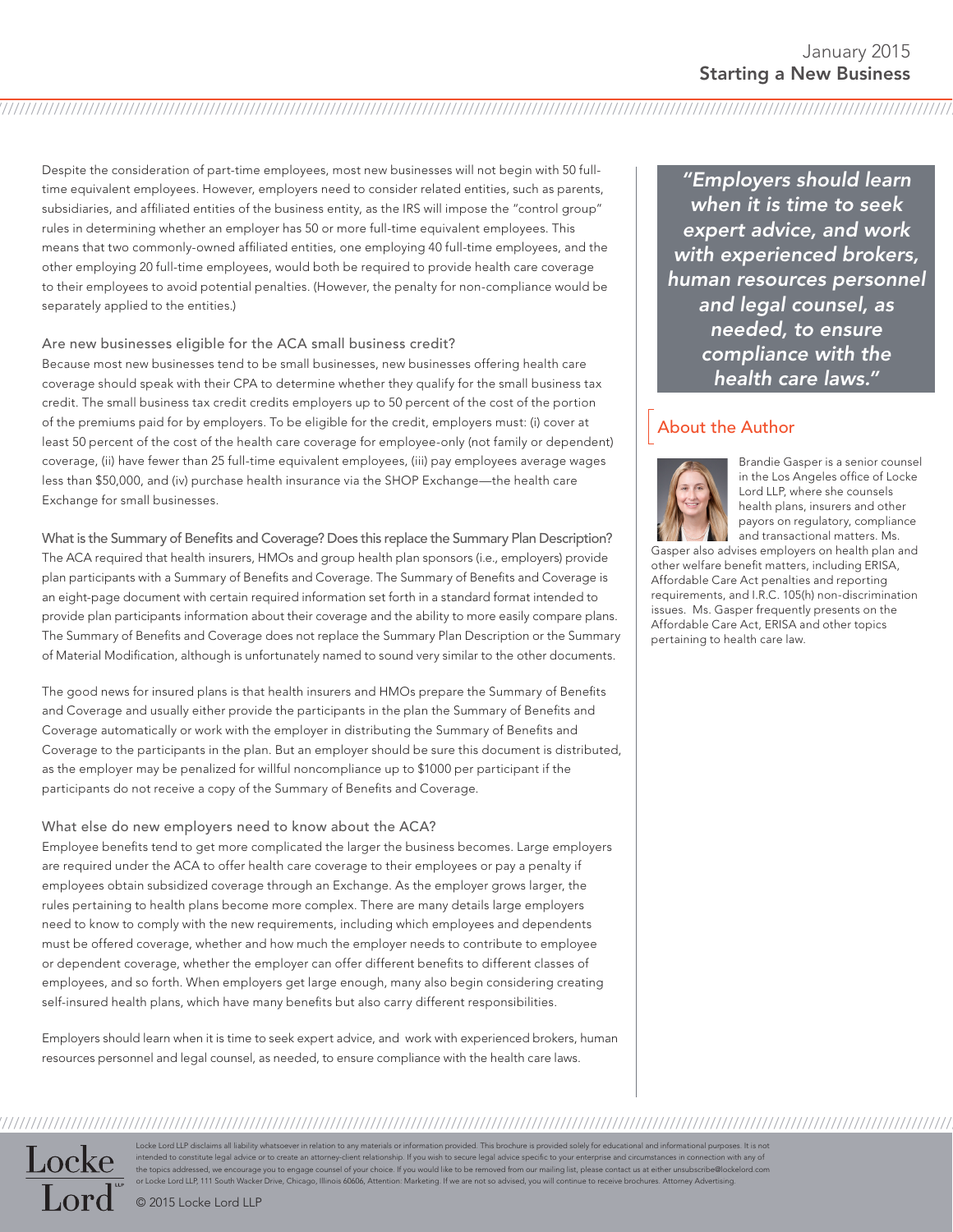Despite the consideration of part-time employees, most new businesses will not begin with 50 full-time equivalent employees. However, employers need to consider related entities, such as parents, subsidiaries, and affiliated entities of the business entity, as the IRS will impose the "control group" rules in determining whether an employer has 50 or more full-time equivalent employees. This means that two commonly-owned affiliated entities, one employing 40 full-time employees, and the other employing 20 full-time employees, would both be required to provide health care coverage to their employees to avoid potential penalties. (However, the penalty for non-compliance would be separately applied to the entities.)

### Are new businesses eligible for the ACA small business credit?

Because most new businesses tend to be small businesses, new businesses offering health care coverage should speak with their CPA to determine whether they qualify for the small business tax credit. The small business tax credit credits employers up to 50 percent of the cost of the portion of the premiums paid for by employers. To be eligible for the credit, employers must: (i) cover at least 50 percent of the cost of the health care coverage for employee-only (not family or dependent) coverage, (ii) have fewer than 25 full-time equivalent employees, (iii) pay employees average wages less than $50,000, and (iv) purchase health insurance via the SHOP Exchange—the health care Exchange for small businesses.

### What is the Summary of Benefits and Coverage? Does this replace the Summary Plan Description?

The ACA required that health insurers, HMOs and group health plan sponsors (i.e., employers) provide plan participants with a Summary of Benefits and Coverage. The Summary of Benefits and Coverage is an eight-page document with certain required information set forth in a standard format intended to provide plan participants information about their coverage and the ability to more easily compare plans. The Summary of Benefits and Coverage does not replace the Summary Plan Description or the Summary of Material Modification, although is unfortunately named to sound very similar to the other documents.

The good news for insured plans is that health insurers and HMOs prepare the Summary of Benefits and Coverage and usually either provide the participants in the plan the Summary of Benefits and Coverage automatically or work with the employer in distributing the Summary of Benefits and Coverage to the participants in the plan. But an employer should be sure this document is distributed, as the employer may be penalized for willful noncompliance up to $1000 per participant if the participants do not receive a copy of the Summary of Benefits and Coverage.

### What else do new employers need to know about the ACA?

Employee benefits tend to get more complicated the larger the business becomes. Large employers are required under the ACA to offer health care coverage to their employees or pay a penalty if employees obtain subsidized coverage through an Exchange. As the employer grows larger, the rules pertaining to health plans become more complex. There are many details large employers need to know to comply with the new requirements, including which employees and dependents must be offered coverage, whether and how much the employer needs to contribute to employee or dependent coverage, whether the employer can offer different benefits to different classes of employees, and so forth. When employers get large enough, many also begin considering creating self-insured health plans, which have many benefits but also carry different responsibilities.

Employers should learn when it is time to seek expert advice, and work with experienced brokers, human resources personnel and legal counsel, as needed, to ensure compliance with the health care laws.

> ***"Employers should learn when it is time to seek expert advice, and work with experienced brokers, human resources personnel and legal counsel, as needed, to ensure compliance with the health care laws."***

## About the Author

Brandie Gasper is a senior counsel in the Los Angeles office of Locke Lord LLP, where she counsels health plans, insurers and other payors on regulatory, compliance and transactional matters. Ms. Gasper also advises employers on health plan and other welfare benefit matters, including ERISA, Affordable Care Act penalties and reporting requirements, and I.R.C. 105(h) non-discrimination issues. Ms. Gasper frequently presents on the Affordable Care Act, ERISA and other topics pertaining to health care law.

Locke Lord LLP disclaims all liability whatsoever in relation to any materials or information provided. This brochure is provided solely for educational and informational purposes. It is not intended to constitute legal advice or to create an attorney-client relationship. If you wish to secure legal advice specific to your enterprise and circumstances in connection with any of the topics addressed, we encourage you to engage counsel of your choice. If you would like to be removed from our mailing list, please contact us at either unsubscribe@lockelord.com or Locke Lord LLP, 111 South Wacker Drive, Chicago, Illinois 60606, Attention: Marketing. If we are not so advised, you will continue to receive brochures. Attorney Advertising.

© 2015 Locke Lord LLP